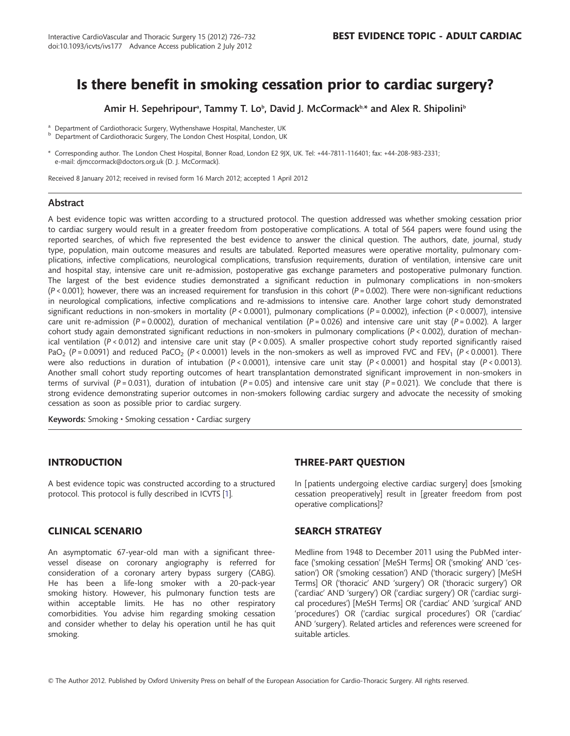**BEST EVIDENCE TOPIC - ADULT CARDIAC**

# Is there benefit in smoking cessation prior to cardiac surgery?

Amir H. Sepehripour[a], Tammy T. Lo[b], David J. McCormack[b,*] and Alex R. Shipolini[b]

[a] Department of Cardiothoracic Surgery, Wythenshawe Hospital, Manchester, UK
[b] Department of Cardiothoracic Surgery, The London Chest Hospital, London, UK

* Corresponding author. The London Chest Hospital, Bonner Road, London E2 9JX, UK. Tel: +44-7811-116401; fax: +44-208-983-2331; e-mail: djmccormack@doctors.org.uk (D. J. McCormack).

Received 8 January 2012; received in revised form 16 March 2012; accepted 1 April 2012

## Abstract

A best evidence topic was written according to a structured protocol. The question addressed was whether smoking cessation prior to cardiac surgery would result in a greater freedom from postoperative complications. A total of 564 papers were found using the reported searches, of which five represented the best evidence to answer the clinical question. The authors, date, journal, study type, population, main outcome measures and results are tabulated. Reported measures were operative mortality, pulmonary complications, infective complications, neurological complications, transfusion requirements, duration of ventilation, intensive care unit and hospital stay, intensive care unit re-admission, postoperative gas exchange parameters and postoperative pulmonary function. The largest of the best evidence studies demonstrated a significant reduction in pulmonary complications in non-smokers ($P < 0.001$); however, there was an increased requirement for transfusion in this cohort ($P = 0.002$). There were non-significant reductions in neurological complications, infective complications and re-admissions to intensive care. Another large cohort study demonstrated significant reductions in non-smokers in mortality ($P < 0.0001$), pulmonary complications ($P = 0.0002$), infection ($P < 0.0007$), intensive care unit re-admission ($P = 0.0002$), duration of mechanical ventilation ($P = 0.026$) and intensive care unit stay ($P = 0.002$). A larger cohort study again demonstrated significant reductions in non-smokers in pulmonary complications ($P < 0.002$), duration of mechanical ventilation ($P < 0.012$) and intensive care unit stay ($P < 0.005$). A smaller prospective cohort study reported significantly raised $PaO_2$ ($P = 0.0091$) and reduced $PaCO_2$ ($P < 0.0001$) levels in the non-smokers as well as improved FVC and $FEV_1$ ($P < 0.0001$). There were also reductions in duration of intubation ($P < 0.0001$), intensive care unit stay ($P < 0.0001$) and hospital stay ($P < 0.0013$). Another small cohort study reporting outcomes of heart transplantation demonstrated significant improvement in non-smokers in terms of survival ($P = 0.031$), duration of intubation ($P = 0.05$) and intensive care unit stay ($P = 0.021$). We conclude that there is strong evidence demonstrating superior outcomes in non-smokers following cardiac surgery and advocate the necessity of smoking cessation as soon as possible prior to cardiac surgery.

**Keywords:** Smoking • Smoking cessation • Cardiac surgery

## INTRODUCTION

A best evidence topic was constructed according to a structured protocol. This protocol is fully described in ICVTS [1].

## CLINICAL SCENARIO

An asymptomatic 67-year-old man with a significant three-vessel disease on coronary angiography is referred for consideration of a coronary artery bypass surgery (CABG). He has been a life-long smoker with a 20-pack-year smoking history. However, his pulmonary function tests are within acceptable limits. He has no other respiratory comorbidities. You advise him regarding smoking cessation and consider whether to delay his operation until he has quit smoking.

## THREE-PART QUESTION

In [patients undergoing elective cardiac surgery] does [smoking cessation preoperatively] result in [greater freedom from post operative complications]?

## SEARCH STRATEGY

Medline from 1948 to December 2011 using the PubMed interface ('smoking cessation' [MeSH Terms] OR ('smoking' AND 'cessation') OR ('smoking cessation') AND ('thoracic surgery') [MeSH Terms] OR ('thoracic' AND 'surgery') OR ('thoracic surgery') OR ('cardiac' AND 'surgery') OR ('cardiac surgery') OR ('cardiac surgical procedures') [MeSH Terms] OR ('cardiac' AND 'surgical' AND 'procedures') OR ('cardiac surgical procedures') OR ('cardiac' AND 'surgery'). Related articles and references were screened for suitable articles.

© The Author 2012. Published by Oxford University Press on behalf of the European Association for Cardio-Thoracic Surgery. All rights reserved.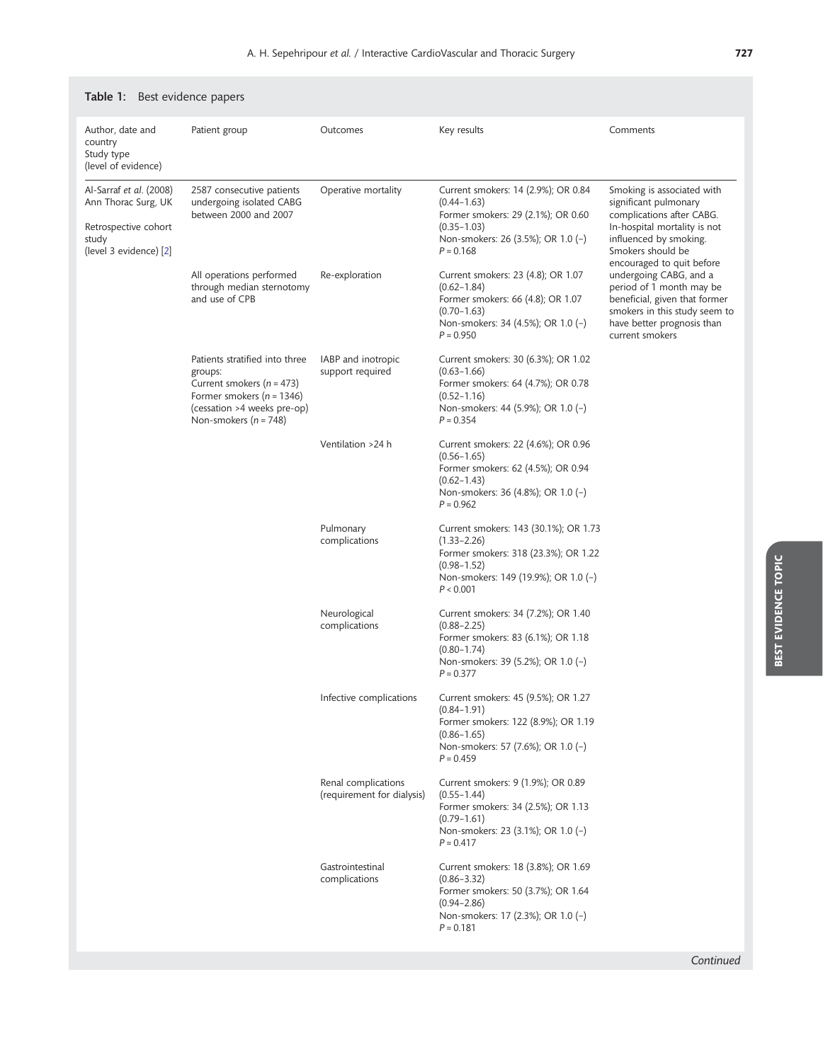**Table 1:** Best evidence papers

| Author, date and country<br>Study type<br>(level of evidence) | Patient group | Outcomes | Key results | Comments |
|---|---|---|---|---|
| Al-Sarraf *et al.* (2008)<br>Ann Thorac Surg, UK<br><br>Retrospective cohort study<br>(level 3 evidence) [2] | 2587 consecutive patients undergoing isolated CABG between 2000 and 2007 | Operative mortality | Current smokers: 14 (2.9%); OR 0.84 (0.44–1.63)<br>Former smokers: 29 (2.1%); OR 0.60 (0.35–1.03)<br>Non-smokers: 26 (3.5%); OR 1.0 (–)<br>$P = 0.168$ | Smoking is associated with significant pulmonary complications after CABG. In-hospital mortality is not influenced by smoking. Smokers should be encouraged to quit before undergoing CABG, and a period of 1 month may be beneficial, given that former smokers in this study seem to have better prognosis than current smokers |
| | All operations performed through median sternotomy and use of CPB | Re-exploration | Current smokers: 23 (4.8); OR 1.07 (0.62–1.84)<br>Former smokers: 66 (4.8); OR 1.07 (0.70–1.63)<br>Non-smokers: 34 (4.5%); OR 1.0 (–)<br>$P = 0.950$ | |
| | Patients stratified into three groups:<br>Current smokers ($n = 473$)<br>Former smokers ($n = 1346$) (cessation >4 weeks pre-op)<br>Non-smokers ($n = 748$) | IABP and inotropic support required | Current smokers: 30 (6.3%); OR 1.02 (0.63–1.66)<br>Former smokers: 64 (4.7%); OR 0.78 (0.52–1.16)<br>Non-smokers: 44 (5.9%); OR 1.0 (–)<br>$P = 0.354$ | |
| | | Ventilation >24 h | Current smokers: 22 (4.6%); OR 0.96 (0.56–1.65)<br>Former smokers: 62 (4.5%); OR 0.94 (0.62–1.43)<br>Non-smokers: 36 (4.8%); OR 1.0 (–)<br>$P = 0.962$ | |
| | | Pulmonary complications | Current smokers: 143 (30.1%); OR 1.73 (1.33–2.26)<br>Former smokers: 318 (23.3%); OR 1.22 (0.98–1.52)<br>Non-smokers: 149 (19.9%); OR 1.0 (–)<br>$P < 0.001$ | |
| | | Neurological complications | Current smokers: 34 (7.2%); OR 1.40 (0.88–2.25)<br>Former smokers: 83 (6.1%); OR 1.18 (0.80–1.74)<br>Non-smokers: 39 (5.2%); OR 1.0 (–)<br>$P = 0.377$ | |
| | | Infective complications | Current smokers: 45 (9.5%); OR 1.27 (0.84–1.91)<br>Former smokers: 122 (8.9%); OR 1.19 (0.86–1.65)<br>Non-smokers: 57 (7.6%); OR 1.0 (–)<br>$P = 0.459$ | |
| | | Renal complications (requirement for dialysis) | Current smokers: 9 (1.9%); OR 0.89 (0.55–1.44)<br>Former smokers: 34 (2.5%); OR 1.13 (0.79–1.61)<br>Non-smokers: 23 (3.1%); OR 1.0 (–)<br>$P = 0.417$ | |
| | | Gastrointestinal complications | Current smokers: 18 (3.8%); OR 1.69 (0.86–3.32)<br>Former smokers: 50 (3.7%); OR 1.64 (0.94–2.86)<br>Non-smokers: 17 (2.3%); OR 1.0 (–)<br>$P = 0.181$ | |

*Continued*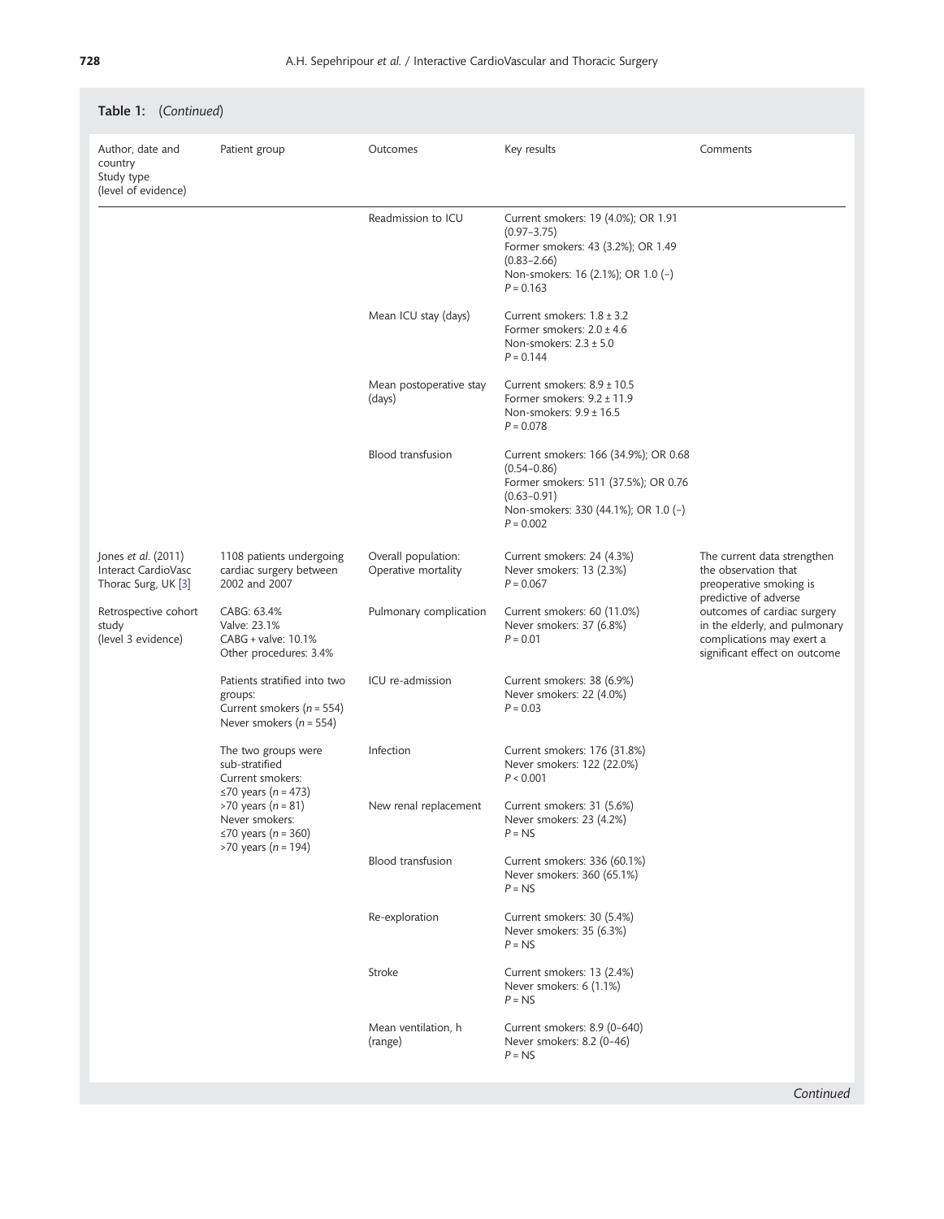**Table 1:** (*Continued*)

| Author, date and country<br>Study type<br>(level of evidence) | Patient group | Outcomes | Key results | Comments |
|---|---|---|---|---|
| | | Readmission to ICU | Current smokers: 19 (4.0%); OR 1.91 (0.97–3.75)<br>Former smokers: 43 (3.2%); OR 1.49 (0.83–2.66)<br>Non-smokers: 16 (2.1%); OR 1.0 (–)<br>$P = 0.163$ | |
| | | Mean ICU stay (days) | Current smokers: 1.8 ± 3.2<br>Former smokers: 2.0 ± 4.6<br>Non-smokers: 2.3 ± 5.0<br>$P = 0.144$ | |
| | | Mean postoperative stay (days) | Current smokers: 8.9 ± 10.5<br>Former smokers: 9.2 ± 11.9<br>Non-smokers: 9.9 ± 16.5<br>$P = 0.078$ | |
| | | Blood transfusion | Current smokers: 166 (34.9%); OR 0.68 (0.54–0.86)<br>Former smokers: 511 (37.5%); OR 0.76 (0.63–0.91)<br>Non-smokers: 330 (44.1%); OR 1.0 (–)<br>$P = 0.002$ | |
| Jones *et al.* (2011) Interact CardioVasc Thorac Surg, UK [3]<br><br>Retrospective cohort study<br>(level 3 evidence) | 1108 patients undergoing cardiac surgery between 2002 and 2007<br><br>CABG: 63.4%<br>Valve: 23.1%<br>CABG + valve: 10.1%<br>Other procedures: 3.4%<br><br>Patients stratified into two groups:<br>Current smokers ($n = 554$)<br>Never smokers ($n = 554$)<br><br>The two groups were sub-stratified<br>Current smokers:<br>≤70 years ($n = 473$)<br>>70 years ($n = 81$)<br>Never smokers:<br>≤70 years ($n = 360$)<br>>70 years ($n = 194$) | Overall population: Operative mortality | Current smokers: 24 (4.3%)<br>Never smokers: 13 (2.3%)<br>$P = 0.067$ | The current data strengthen the observation that preoperative smoking is predictive of adverse outcomes of cardiac surgery in the elderly, and pulmonary complications may exert a significant effect on outcome |
| | | Pulmonary complication | Current smokers: 60 (11.0%)<br>Never smokers: 37 (6.8%)<br>$P = 0.01$ | |
| | | ICU re-admission | Current smokers: 38 (6.9%)<br>Never smokers: 22 (4.0%)<br>$P = 0.03$ | |
| | | Infection | Current smokers: 176 (31.8%)<br>Never smokers: 122 (22.0%)<br>$P < 0.001$ | |
| | | New renal replacement | Current smokers: 31 (5.6%)<br>Never smokers: 23 (4.2%)<br>$P$ = NS | |
| | | Blood transfusion | Current smokers: 336 (60.1%)<br>Never smokers: 360 (65.1%)<br>$P$ = NS | |
| | | Re-exploration | Current smokers: 30 (5.4%)<br>Never smokers: 35 (6.3%)<br>$P$ = NS | |
| | | Stroke | Current smokers: 13 (2.4%)<br>Never smokers: 6 (1.1%)<br>$P$ = NS | |
| | | Mean ventilation, h (range) | Current smokers: 8.9 (0–640)<br>Never smokers: 8.2 (0–46)<br>$P$ = NS | |

*Continued*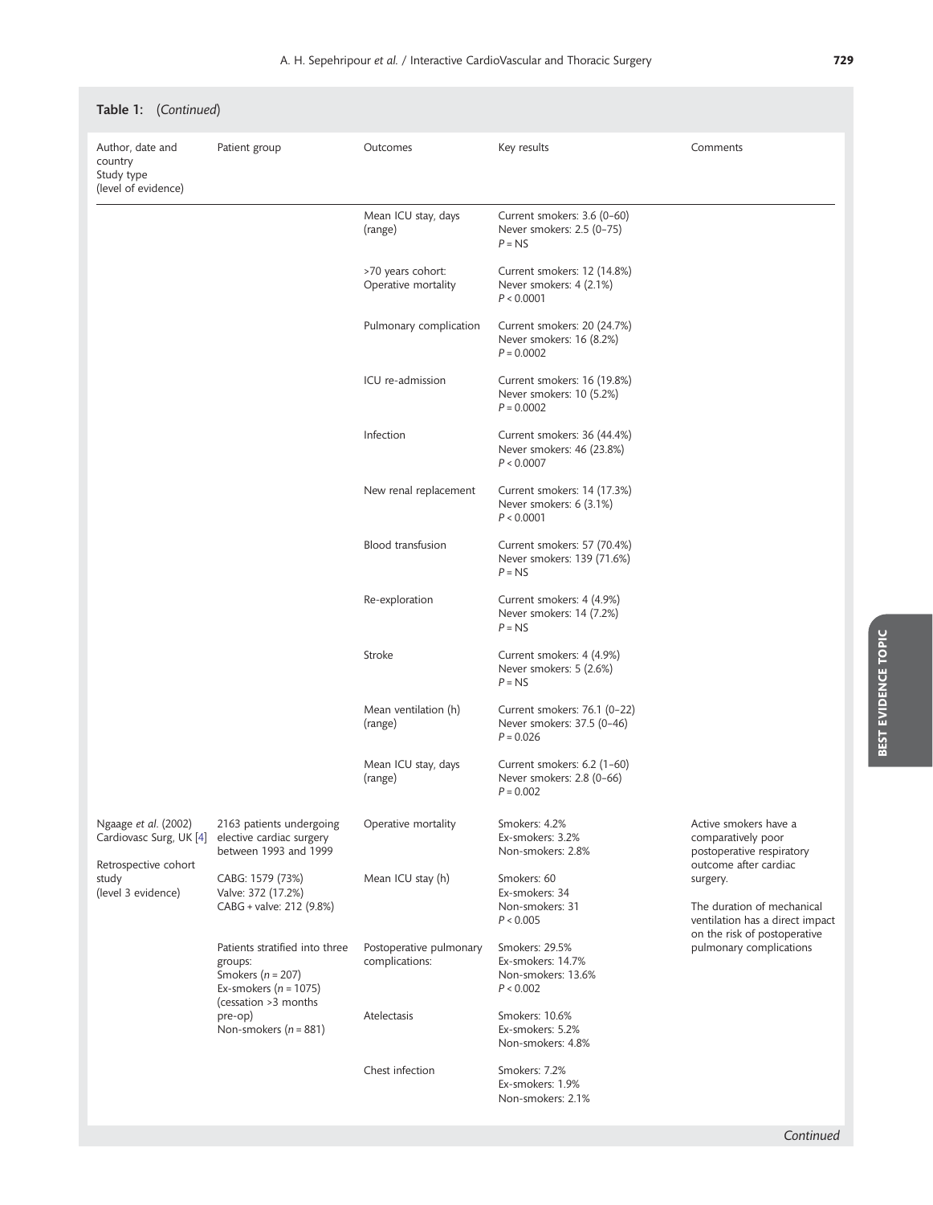**Table 1:** (*Continued*)

| Author, date and country Study type (level of evidence) | Patient group | Outcomes | Key results | Comments |
|---|---|---|---|---|
| | | Mean ICU stay, days (range) | Current smokers: 3.6 (0–60)<br>Never smokers: 2.5 (0–75)<br>$P$ = NS | |
| | | >70 years cohort: Operative mortality | Current smokers: 12 (14.8%)<br>Never smokers: 4 (2.1%)<br>$P < 0.0001$ | |
| | | Pulmonary complication | Current smokers: 20 (24.7%)<br>Never smokers: 16 (8.2%)<br>$P = 0.0002$ | |
| | | ICU re-admission | Current smokers: 16 (19.8%)<br>Never smokers: 10 (5.2%)<br>$P = 0.0002$ | |
| | | Infection | Current smokers: 36 (44.4%)<br>Never smokers: 46 (23.8%)<br>$P < 0.0007$ | |
| | | New renal replacement | Current smokers: 14 (17.3%)<br>Never smokers: 6 (3.1%)<br>$P < 0.0001$ | |
| | | Blood transfusion | Current smokers: 57 (70.4%)<br>Never smokers: 139 (71.6%)<br>$P$ = NS | |
| | | Re-exploration | Current smokers: 4 (4.9%)<br>Never smokers: 14 (7.2%)<br>$P$ = NS | |
| | | Stroke | Current smokers: 4 (4.9%)<br>Never smokers: 5 (2.6%)<br>$P$ = NS | |
| | | Mean ventilation (h) (range) | Current smokers: 76.1 (0–22)<br>Never smokers: 37.5 (0–46)<br>$P = 0.026$ | |
| | | Mean ICU stay, days (range) | Current smokers: 6.2 (1–60)<br>Never smokers: 2.8 (0–66)<br>$P = 0.002$ | |
| Ngaage *et al.* (2002) Cardiovasc Surg, UK [4]<br><br>Retrospective cohort study (level 3 evidence) | 2163 patients undergoing elective cardiac surgery between 1993 and 1999<br><br>CABG: 1579 (73%)<br>Valve: 372 (17.2%)<br>CABG + valve: 212 (9.8%) | Operative mortality | Smokers: 4.2%<br>Ex-smokers: 3.2%<br>Non-smokers: 2.8% | Active smokers have a comparatively poor postoperative respiratory outcome after cardiac surgery.<br><br>The duration of mechanical ventilation has a direct impact on the risk of postoperative pulmonary complications |
| | | Mean ICU stay (h) | Smokers: 60<br>Ex-smokers: 34<br>Non-smokers: 31<br>$P < 0.005$ | |
| | Patients stratified into three groups:<br>Smokers ($n$ = 207)<br>Ex-smokers ($n$ = 1075) (cessation >3 months pre-op)<br>Non-smokers ($n$ = 881) | Postoperative pulmonary complications: | Smokers: 29.5%<br>Ex-smokers: 14.7%<br>Non-smokers: 13.6%<br>$P < 0.002$ | |
| | | Atelectasis | Smokers: 10.6%<br>Ex-smokers: 5.2%<br>Non-smokers: 4.8% | |
| | | Chest infection | Smokers: 7.2%<br>Ex-smokers: 1.9%<br>Non-smokers: 2.1% | |

*Continued*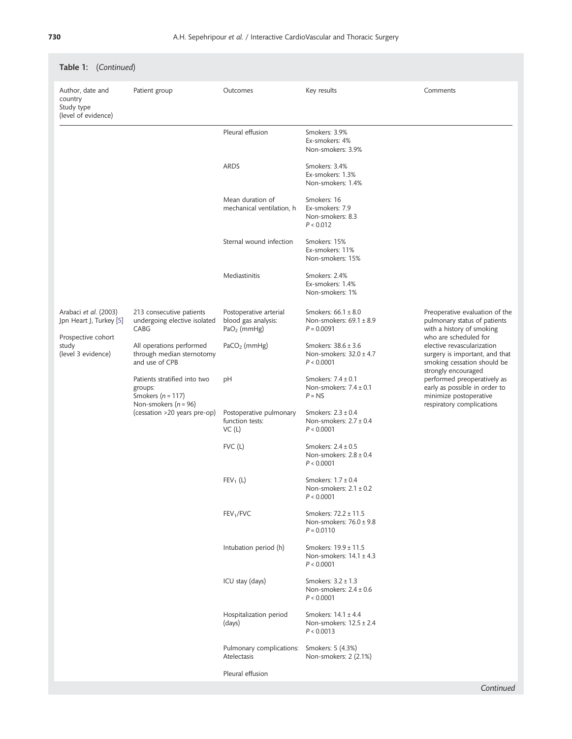**Table 1:** (*Continued*)

| Author, date and country<br>Study type<br>(level of evidence) | Patient group | Outcomes | Key results | Comments |
|---|---|---|---|---|
| | | Pleural effusion | Smokers: 3.9%<br>Ex-smokers: 4%<br>Non-smokers: 3.9% | |
| | | ARDS | Smokers: 3.4%<br>Ex-smokers: 1.3%<br>Non-smokers: 1.4% | |
| | | Mean duration of mechanical ventilation, h | Smokers: 16<br>Ex-smokers: 7.9<br>Non-smokers: 8.3<br>$P < 0.012$ | |
| | | Sternal wound infection | Smokers: 15%<br>Ex-smokers: 11%<br>Non-smokers: 15% | |
| | | Mediastinitis | Smokers: 2.4%<br>Ex-smokers: 1.4%<br>Non-smokers: 1% | |
| Arabaci *et al*. (2003)<br>Jpn Heart J, Turkey [5]<br><br>Prospective cohort study<br>(level 3 evidence) | 213 consecutive patients undergoing elective isolated CABG<br><br>All operations performed through median sternotomy and use of CPB<br><br>Patients stratified into two groups:<br>Smokers ($n = 117$)<br>Non-smokers ($n = 96$)<br>(cessation >20 years pre-op) | Postoperative arterial blood gas analysis:<br>$PaO_2$ (mmHg) | Smokers: 66.1 ± 8.0<br>Non-smokers: 69.1 ± 8.9<br>$P = 0.0091$ | Preoperative evaluation of the pulmonary status of patients with a history of smoking who are scheduled for elective revascularization surgery is important, and that smoking cessation should be strongly encouraged performed preoperatively as early as possible in order to minimize postoperative respiratory complications |
| | | $PaCO_2$ (mmHg) | Smokers: 38.6 ± 3.6<br>Non-smokers: 32.0 ± 4.7<br>$P < 0.0001$ | |
| | | pH | Smokers: 7.4 ± 0.1<br>Non-smokers: 7.4 ± 0.1<br>$P$ = NS | |
| | | Postoperative pulmonary function tests:<br>VC (L) | Smokers: 2.3 ± 0.4<br>Non-smokers: 2.7 ± 0.4<br>$P < 0.0001$ | |
| | | FVC (L) | Smokers: 2.4 ± 0.5<br>Non-smokers: 2.8 ± 0.4<br>$P < 0.0001$ | |
| | | $FEV_1$ (L) | Smokers: 1.7 ± 0.4<br>Non-smokers: 2.1 ± 0.2<br>$P < 0.0001$ | |
| | | $FEV_1$/FVC | Smokers: 72.2 ± 11.5<br>Non-smokers: 76.0 ± 9.8<br>$P = 0.0110$ | |
| | | Intubation period (h) | Smokers: 19.9 ± 11.5<br>Non-smokers: 14.1 ± 4.3<br>$P < 0.0001$ | |
| | | ICU stay (days) | Smokers: 3.2 ± 1.3<br>Non-smokers: 2.4 ± 0.6<br>$P < 0.0001$ | |
| | | Hospitalization period (days) | Smokers: 14.1 ± 4.4<br>Non-smokers: 12.5 ± 2.4<br>$P < 0.0013$ | |
| | | Pulmonary complications:<br>Atelectasis | Smokers: 5 (4.3%)<br>Non-smokers: 2 (2.1%) | |
| | | Pleural effusion | | |

*Continued*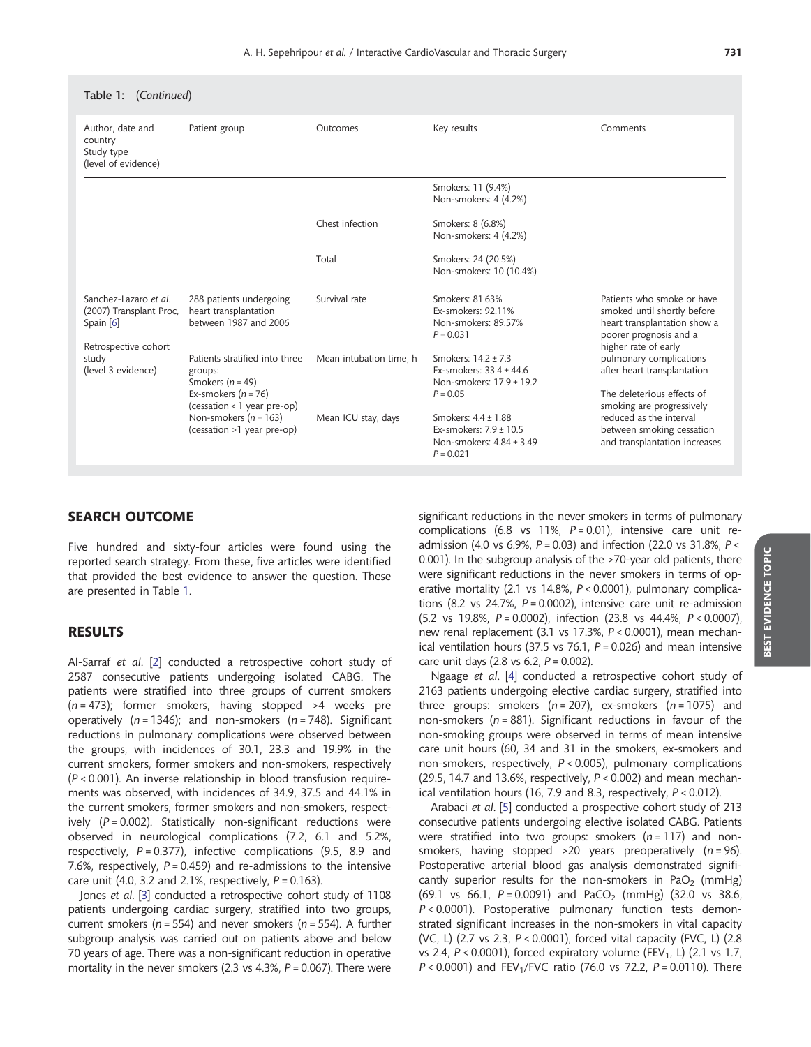**Table 1:** (*Continued*)

| Author, date and country<br>Study type<br>(level of evidence) | Patient group | Outcomes | Key results | Comments |
|---|---|---|---|---|
| | | | Smokers: 11 (9.4%)<br>Non-smokers: 4 (4.2%) | |
| | | Chest infection | Smokers: 8 (6.8%)<br>Non-smokers: 4 (4.2%) | |
| | | Total | Smokers: 24 (20.5%)<br>Non-smokers: 10 (10.4%) | |
| Sanchez-Lazaro *et al.* (2007) Transplant Proc, Spain [6]<br><br>Retrospective cohort study<br>(level 3 evidence) | 288 patients undergoing heart transplantation between 1987 and 2006<br><br>Patients stratified into three groups:<br>Smokers ($n$ = 49)<br>Ex-smokers ($n$ = 76)<br>(cessation < 1 year pre-op)<br>Non-smokers ($n$ = 163)<br>(cessation >1 year pre-op) | Survival rate<br><br>Mean intubation time, h<br><br>Mean ICU stay, days | Smokers: 81.63%<br>Ex-smokers: 92.11%<br>Non-smokers: 89.57%<br>$P$ = 0.031<br><br>Smokers: 14.2 ± 7.3<br>Ex-smokers: 33.4 ± 44.6<br>Non-smokers: 17.9 ± 19.2<br>$P$ = 0.05<br><br>Smokers: 4.4 ± 1.88<br>Ex-smokers: 7.9 ± 10.5<br>Non-smokers: 4.84 ± 3.49<br>$P$ = 0.021 | Patients who smoke or have smoked until shortly before heart transplantation show a poorer prognosis and a higher rate of early pulmonary complications after heart transplantation<br><br>The deleterious effects of smoking are progressively reduced as the interval between smoking cessation and transplantation increases |

## SEARCH OUTCOME

Five hundred and sixty-four articles were found using the reported search strategy. From these, five articles were identified that provided the best evidence to answer the question. These are presented in Table 1.

## RESULTS

Al-Sarraf *et al*. [2] conducted a retrospective cohort study of 2587 consecutive patients undergoing isolated CABG. The patients were stratified into three groups of current smokers ($n$ = 473); former smokers, having stopped >4 weeks pre operatively ($n$ = 1346); and non-smokers ($n$ = 748). Significant reductions in pulmonary complications were observed between the groups, with incidences of 30.1, 23.3 and 19.9% in the current smokers, former smokers and non-smokers, respectively ($P$ < 0.001). An inverse relationship in blood transfusion requirements was observed, with incidences of 34.9, 37.5 and 44.1% in the current smokers, former smokers and non-smokers, respectively ($P$ = 0.002). Statistically non-significant reductions were observed in neurological complications (7.2, 6.1 and 5.2%, respectively, $P$ = 0.377), infective complications (9.5, 8.9 and 7.6%, respectively, $P$ = 0.459) and re-admissions to the intensive care unit (4.0, 3.2 and 2.1%, respectively, $P$ = 0.163).

Jones *et al*. [3] conducted a retrospective cohort study of 1108 patients undergoing cardiac surgery, stratified into two groups, current smokers ($n$ = 554) and never smokers ($n$ = 554). A further subgroup analysis was carried out on patients above and below 70 years of age. There was a non-significant reduction in operative mortality in the never smokers (2.3 vs 4.3%, $P$ = 0.067). There were significant reductions in the never smokers in terms of pulmonary complications (6.8 vs 11%, $P$ = 0.01), intensive care unit re-admission (4.0 vs 6.9%, $P$ = 0.03) and infection (22.0 vs 31.8%, $P$ < 0.001). In the subgroup analysis of the >70-year old patients, there were significant reductions in the never smokers in terms of operative mortality (2.1 vs 14.8%, $P$ < 0.0001), pulmonary complications (8.2 vs 24.7%, $P$ = 0.0002), intensive care unit re-admission (5.2 vs 19.8%, $P$ = 0.0002), infection (23.8 vs 44.4%, $P$ < 0.0007), new renal replacement (3.1 vs 17.3%, $P$ < 0.0001), mean mechanical ventilation hours (37.5 vs 76.1, $P$ = 0.026) and mean intensive care unit days (2.8 vs 6.2, $P$ = 0.002).

Ngaage *et al*. [4] conducted a retrospective cohort study of 2163 patients undergoing elective cardiac surgery, stratified into three groups: smokers ($n$ = 207), ex-smokers ($n$ = 1075) and non-smokers ($n$ = 881). Significant reductions in favour of the non-smoking groups were observed in terms of mean intensive care unit hours (60, 34 and 31 in the smokers, ex-smokers and non-smokers, respectively, $P$ < 0.005), pulmonary complications (29.5, 14.7 and 13.6%, respectively, $P$ < 0.002) and mean mechanical ventilation hours (16, 7.9 and 8.3, respectively, $P$ < 0.012).

Arabaci *et al*. [5] conducted a prospective cohort study of 213 consecutive patients undergoing elective isolated CABG. Patients were stratified into two groups: smokers ($n$ = 117) and non-smokers, having stopped >20 years preoperatively ($n$ = 96). Postoperative arterial blood gas analysis demonstrated significantly superior results for the non-smokers in $PaO_2$ (mmHg) (69.1 vs 66.1, $P$ = 0.0091) and $PaCO_2$ (mmHg) (32.0 vs 38.6, $P$ < 0.0001). Postoperative pulmonary function tests demonstrated significant increases in the non-smokers in vital capacity (VC, L) (2.7 vs 2.3, $P$ < 0.0001), forced vital capacity (FVC, L) (2.8 vs 2.4, $P$ < 0.0001), forced expiratory volume ($FEV_1$, L) (2.1 vs 1.7, $P$ < 0.0001) and $FEV_1$/FVC ratio (76.0 vs 72.2, $P$ = 0.0110). There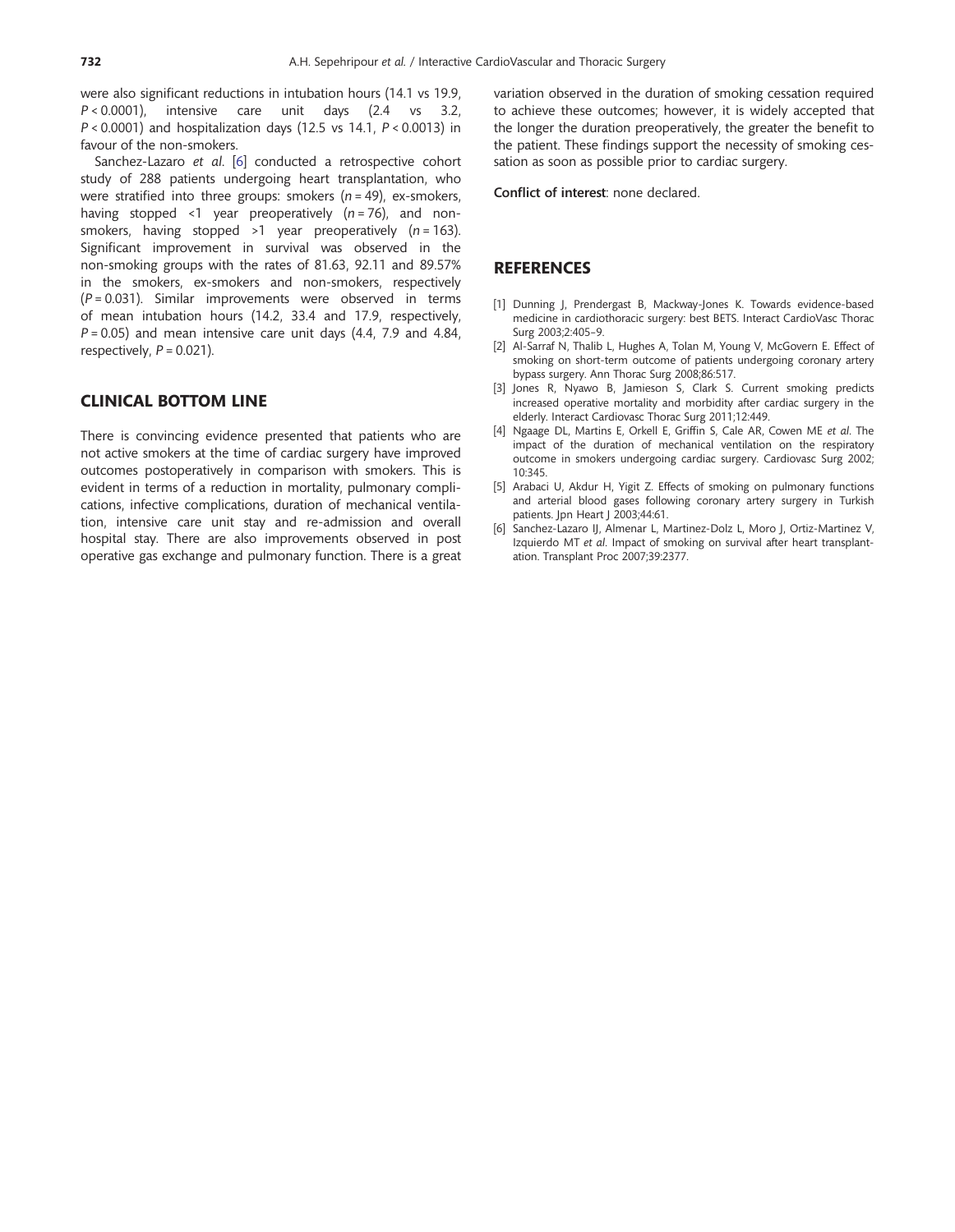were also significant reductions in intubation hours (14.1 vs 19.9, $P < 0.0001$), intensive care unit days (2.4 vs 3.2, $P < 0.0001$) and hospitalization days (12.5 vs 14.1, $P < 0.0013$) in favour of the non-smokers.

Sanchez-Lazaro *et al.* [6] conducted a retrospective cohort study of 288 patients undergoing heart transplantation, who were stratified into three groups: smokers ($n = 49$), ex-smokers, having stopped <1 year preoperatively ($n = 76$), and non-smokers, having stopped >1 year preoperatively ($n = 163$). Significant improvement in survival was observed in the non-smoking groups with the rates of 81.63, 92.11 and 89.57% in the smokers, ex-smokers and non-smokers, respectively ($P = 0.031$). Similar improvements were observed in terms of mean intubation hours (14.2, 33.4 and 17.9, respectively, $P = 0.05$) and mean intensive care unit days (4.4, 7.9 and 4.84, respectively, $P = 0.021$).

## CLINICAL BOTTOM LINE

There is convincing evidence presented that patients who are not active smokers at the time of cardiac surgery have improved outcomes postoperatively in comparison with smokers. This is evident in terms of a reduction in mortality, pulmonary complications, infective complications, duration of mechanical ventilation, intensive care unit stay and re-admission and overall hospital stay. There are also improvements observed in post operative gas exchange and pulmonary function. There is a great variation observed in the duration of smoking cessation required to achieve these outcomes; however, it is widely accepted that the longer the duration preoperatively, the greater the benefit to the patient. These findings support the necessity of smoking cessation as soon as possible prior to cardiac surgery.

**Conflict of interest**: none declared.

## REFERENCES

[1] Dunning J, Prendergast B, Mackway-Jones K. Towards evidence-based medicine in cardiothoracic surgery: best BETS. Interact CardioVasc Thorac Surg 2003;2:405–9.

[2] Al-Sarraf N, Thalib L, Hughes A, Tolan M, Young V, McGovern E. Effect of smoking on short-term outcome of patients undergoing coronary artery bypass surgery. Ann Thorac Surg 2008;86:517.

[3] Jones R, Nyawo B, Jamieson S, Clark S. Current smoking predicts increased operative mortality and morbidity after cardiac surgery in the elderly. Interact Cardiovasc Thorac Surg 2011;12:449.

[4] Ngaage DL, Martins E, Orkell E, Griffin S, Cale AR, Cowen ME *et al.* The impact of the duration of mechanical ventilation on the respiratory outcome in smokers undergoing cardiac surgery. Cardiovasc Surg 2002; 10:345.

[5] Arabaci U, Akdur H, Yigit Z. Effects of smoking on pulmonary functions and arterial blood gases following coronary artery surgery in Turkish patients. Jpn Heart J 2003;44:61.

[6] Sanchez-Lazaro IJ, Almenar L, Martinez-Dolz L, Moro J, Ortiz-Martinez V, Izquierdo MT *et al.* Impact of smoking on survival after heart transplantation. Transplant Proc 2007;39:2377.